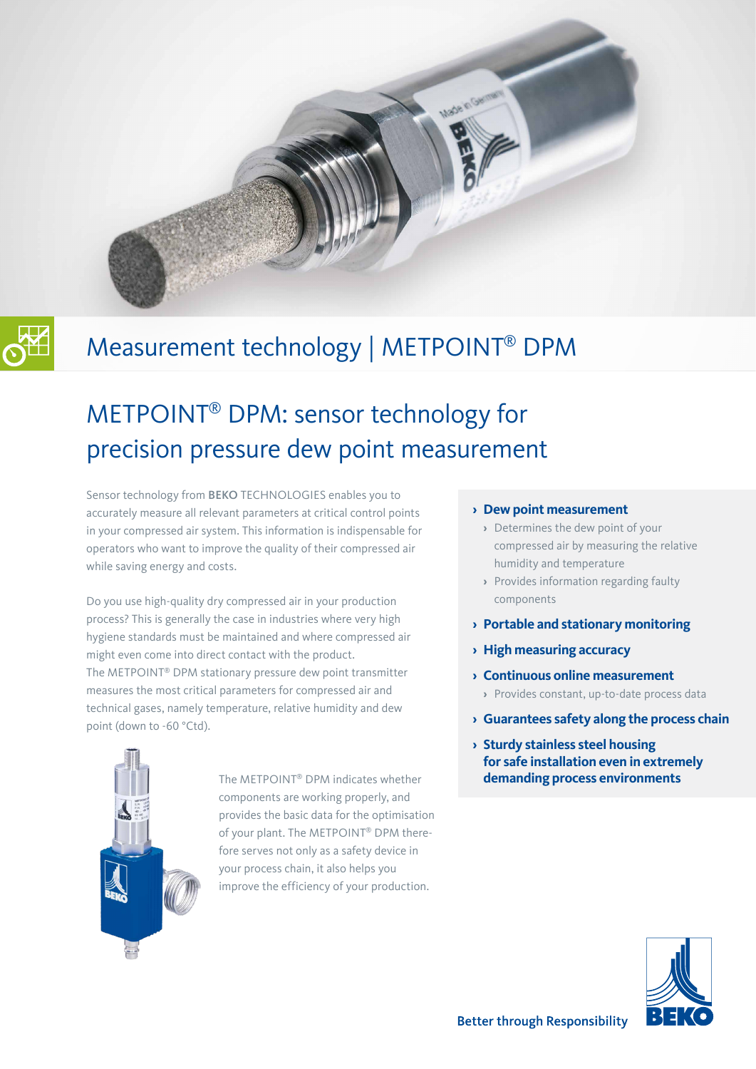# Measurement technology | METPOINT® DPM

## METPOINT® DPM: sensor technology for precision pressure dew point measurement

Sensor technology from **BEKO** TECHNOLOGIES enables you to accurately measure all relevant parameters at critical control points in your compressed air system. This information is indispensable for operators who want to improve the quality of their compressed air while saving energy and costs.

Do you use high-quality dry compressed air in your production process? This is generally the case in industries where very high hygiene standards must be maintained and where compressed air might even come into direct contact with the product. The METPOINT® DPM stationary pressure dew point transmitter measures the most critical parameters for compressed air and technical gases, namely temperature, relative humidity and dew point (down to -60 °Ctd).

The METPOINT® DPM indicates whether components are working properly, and provides the basic data for the optimisation of your plant. The METPOINT® DPM therefore serves not only as a safety device in your process chain, it also helps you improve the efficiency of your production.

- **Dew point measurement**
  - Determines the dew point of your compressed air by measuring the relative humidity and temperature
  - Provides information regarding faulty components
- **Portable and stationary monitoring**
- **High measuring accuracy**
- **Continuous online measurement**
  - Provides constant, up-to-date process data
- **Guarantees safety along the process chain**
- **Sturdy stainless steel housing for safe installation even in extremely demanding process environments**

Better through Responsibility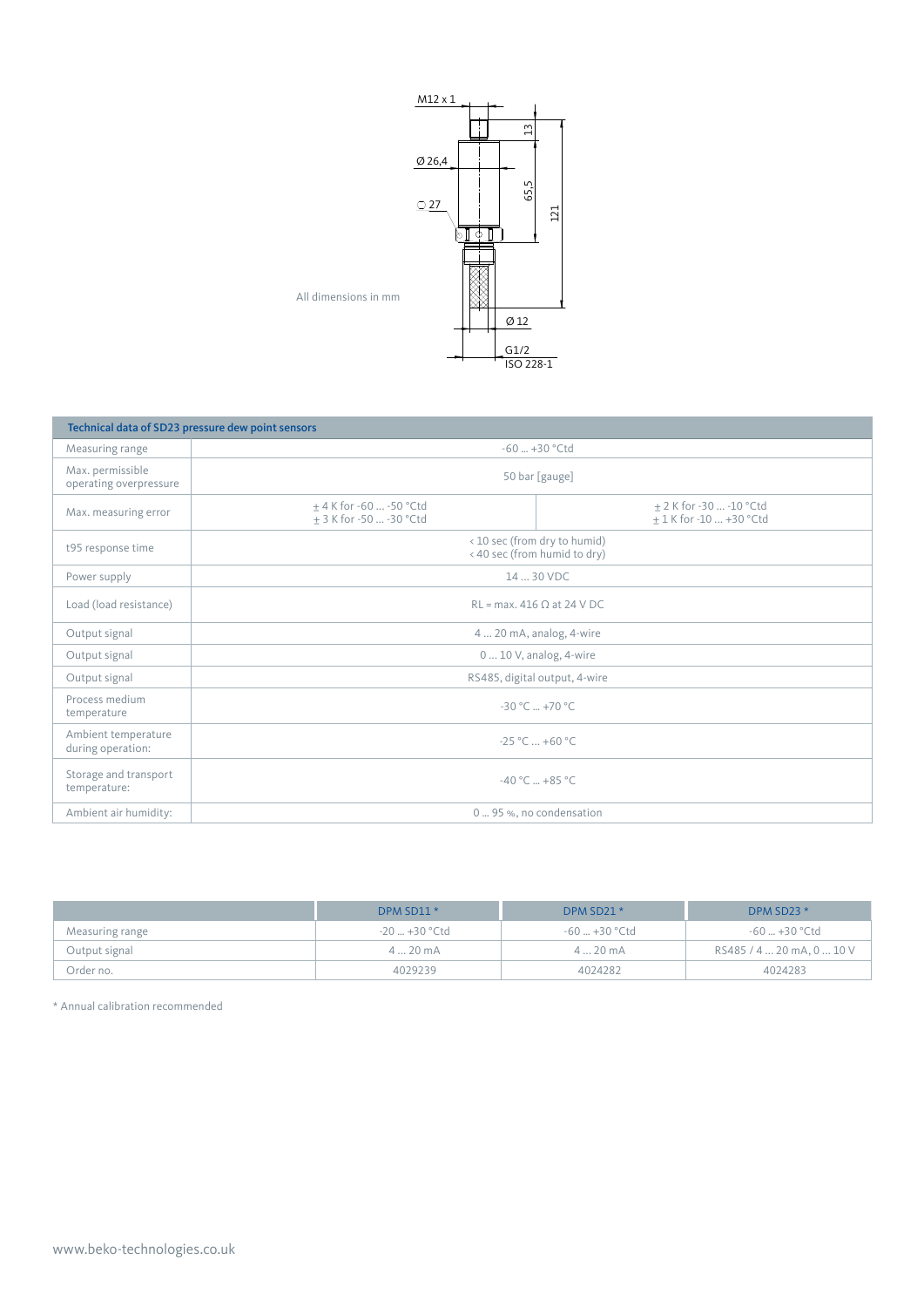M12 x 1

Ø 26,4

⬡ 27

13

65,5

121

All dimensions in mm

Ø 12

G1/2
ISO 228-1

| Technical data of SD23 pressure dew point sensors | | |
|---|---|---|
| Measuring range | -60 … +30 °Ctd | |
| Max. permissible operating overpressure | 50 bar [gauge] | |
| Max. measuring error | ± 4 K for -60 … -50 °Ctd<br>± 3 K for -50 … -30 °Ctd | ± 2 K for -30 … -10 °Ctd<br>± 1 K for -10 … +30 °Ctd |
| t95 response time | < 10 sec (from dry to humid)<br>< 40 sec (from humid to dry) | |
| Power supply | 14 … 30 VDC | |
| Load (load resistance) | RL = max. 416 Ω at 24 V DC | |
| Output signal | 4 … 20 mA, analog, 4-wire | |
| Output signal | 0 … 10 V, analog, 4-wire | |
| Output signal | RS485, digital output, 4-wire | |
| Process medium temperature | -30 °C … +70 °C | |
| Ambient temperature during operation: | -25 °C … +60 °C | |
| Storage and transport temperature: | -40 °C … +85 °C | |
| Ambient air humidity: | 0 … 95 %, no condensation | |

| | DPM SD11 * | DPM SD21 * | DPM SD23 * |
|---|---|---|---|
| Measuring range | -20 … +30 °Ctd | -60 … +30 °Ctd | -60 … +30 °Ctd |
| Output signal | 4 … 20 mA | 4 … 20 mA | RS485 / 4 … 20 mA, 0 … 10 V |
| Order no. | 4029239 | 4024282 | 4024283 |

* Annual calibration recommended

www.beko-technologies.co.uk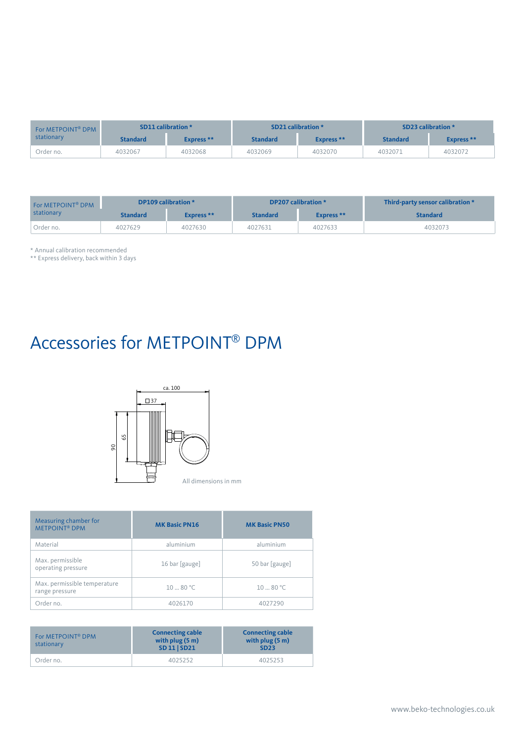| For METPOINT® DPM stationary | SD11 calibration * | | SD21 calibration * | | SD23 calibration * | |
|---|---|---|---|---|---|---|
| | Standard | Express ** | Standard | Express ** | Standard | Express ** |
| Order no. | 4032067 | 4032068 | 4032069 | 4032070 | 4032071 | 4032072 |

| For METPOINT® DPM stationary | DP109 calibration * | | DP207 calibration * | | Third-party sensor calibration * |
|---|---|---|---|---|---|
| | Standard | Express ** | Standard | Express ** | Standard |
| Order no. | 4027629 | 4027630 | 4027631 | 4027633 | 4032073 |

* Annual calibration recommended
** Express delivery, back within 3 days

# Accessories for METPOINT® DPM

ca. 100

□37

65

90

All dimensions in mm

| Measuring chamber for METPOINT® DPM | MK Basic PN16 | MK Basic PN50 |
|---|---|---|
| Material | aluminium | aluminium |
| Max. permissible operating pressure | 16 bar [gauge] | 50 bar [gauge] |
| Max. permissible temperature range pressure | 10 ... 80 °C | 10 ... 80 °C |
| Order no. | 4026170 | 4027290 |

| For METPOINT® DPM stationary | Connecting cable with plug (5 m) SD 11 \| SD21 | Connecting cable with plug (5 m) SD23 |
|---|---|---|
| Order no. | 4025252 | 4025253 |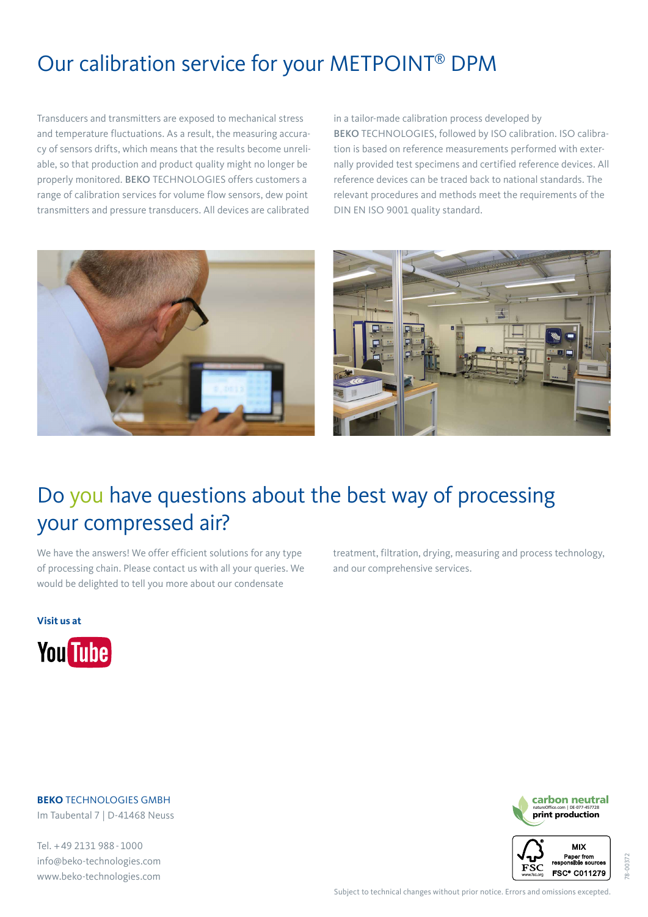# Our calibration service for your METPOINT® DPM

Transducers and transmitters are exposed to mechanical stress and temperature fluctuations. As a result, the measuring accuracy of sensors drifts, which means that the results become unreliable, so that production and product quality might no longer be properly monitored. **BEKO** TECHNOLOGIES offers customers a range of calibration services for volume flow sensors, dew point transmitters and pressure transducers. All devices are calibrated in a tailor-made calibration process developed by **BEKO** TECHNOLOGIES, followed by ISO calibration. ISO calibration is based on reference measurements performed with externally provided test specimens and certified reference devices. All reference devices can be traced back to national standards. The relevant procedures and methods meet the requirements of the DIN EN ISO 9001 quality standard.

# Do you have questions about the best way of processing your compressed air?

We have the answers! We offer efficient solutions for any type of processing chain. Please contact us with all your queries. We would be delighted to tell you more about our condensate treatment, filtration, drying, measuring and process technology, and our comprehensive services.

**Visit us at**

YouTube

**BEKO** TECHNOLOGIES GMBH
Im Taubental 7 | D-41468 Neuss

Tel. +49 2131 988 - 1000
info@beko-technologies.com
www.beko-technologies.com

carbon neutral
natureOffice.com | DE-077-457728
print production

MIX
Paper from responsible sources
FSC® C011279

78-00372

Subject to technical changes without prior notice. Errors and omissions excepted.